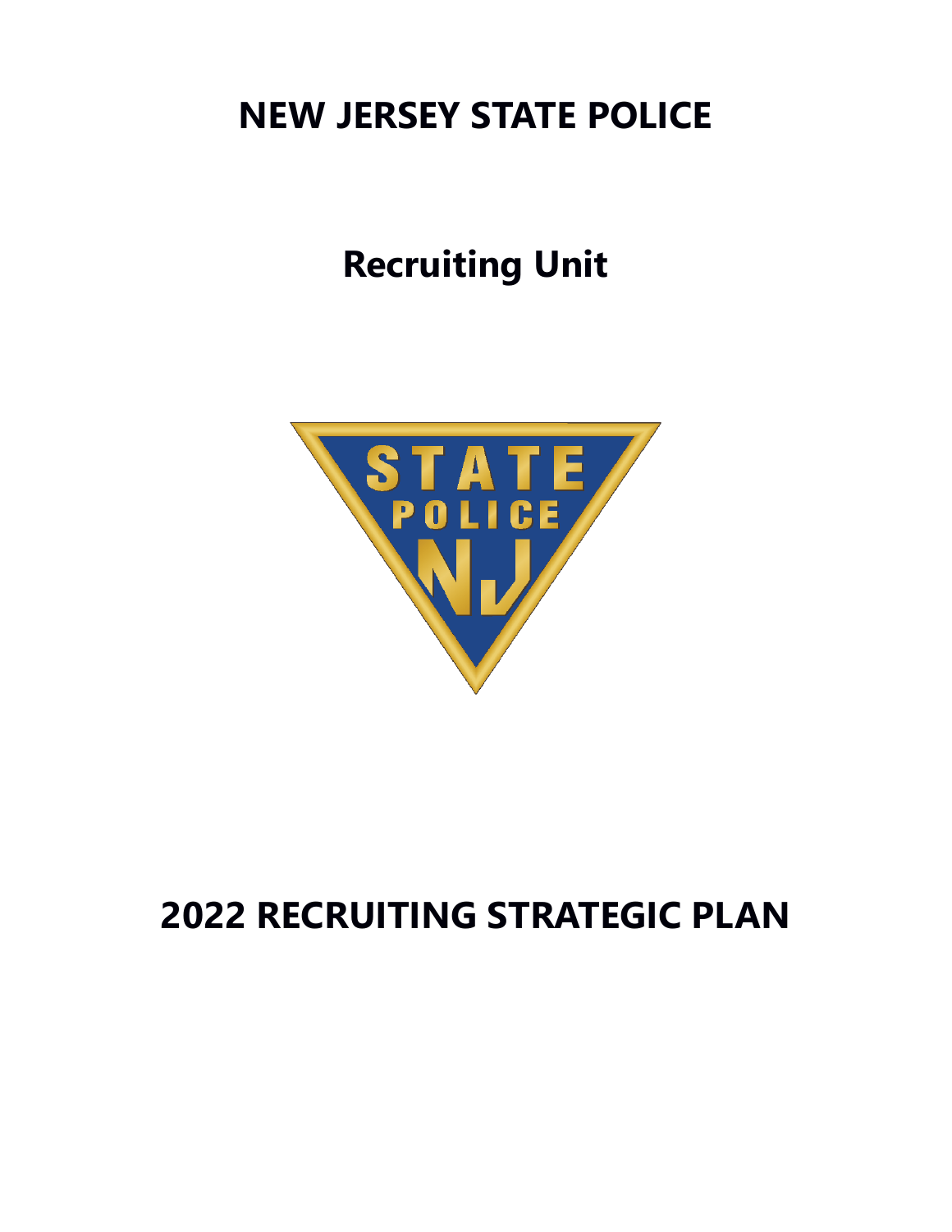# NEW JERSEY STATE POLICE

## Recruiting Unit

# 2022 RECRUITING STRATEGIC PLAN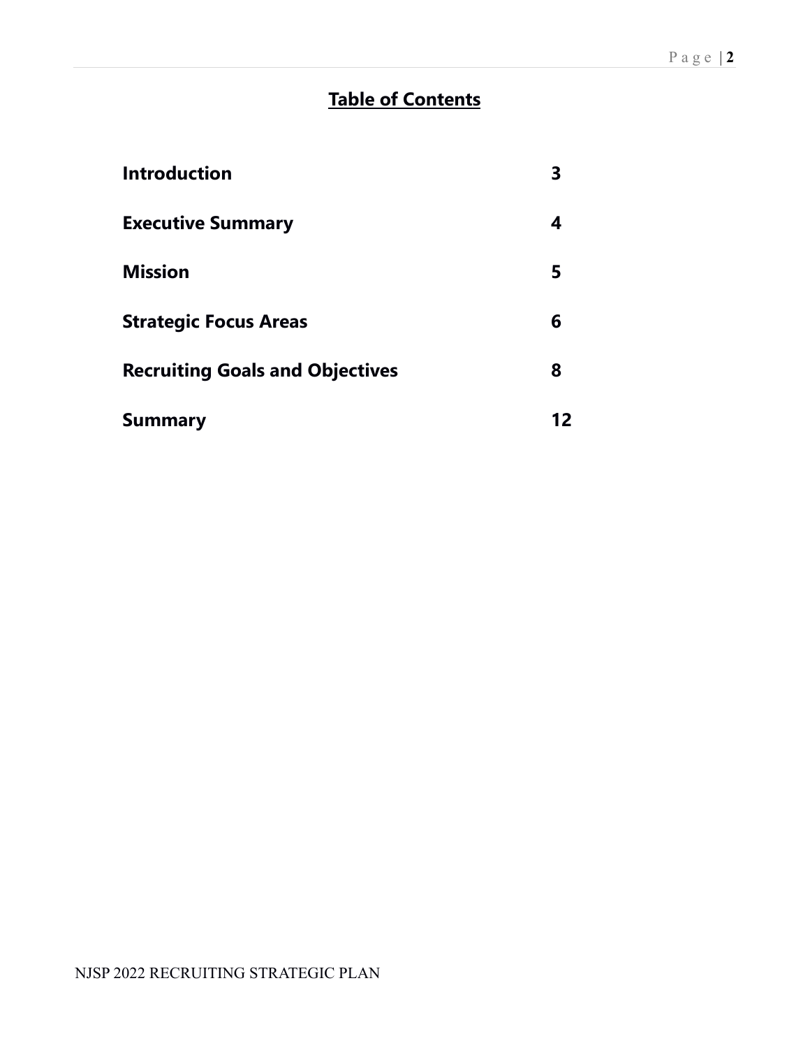# Table of Contents

| | |
|---|---|
| **Introduction** | **3** |
| **Executive Summary** | **4** |
| **Mission** | **5** |
| **Strategic Focus Areas** | **6** |
| **Recruiting Goals and Objectives** | **8** |
| **Summary** | **12** |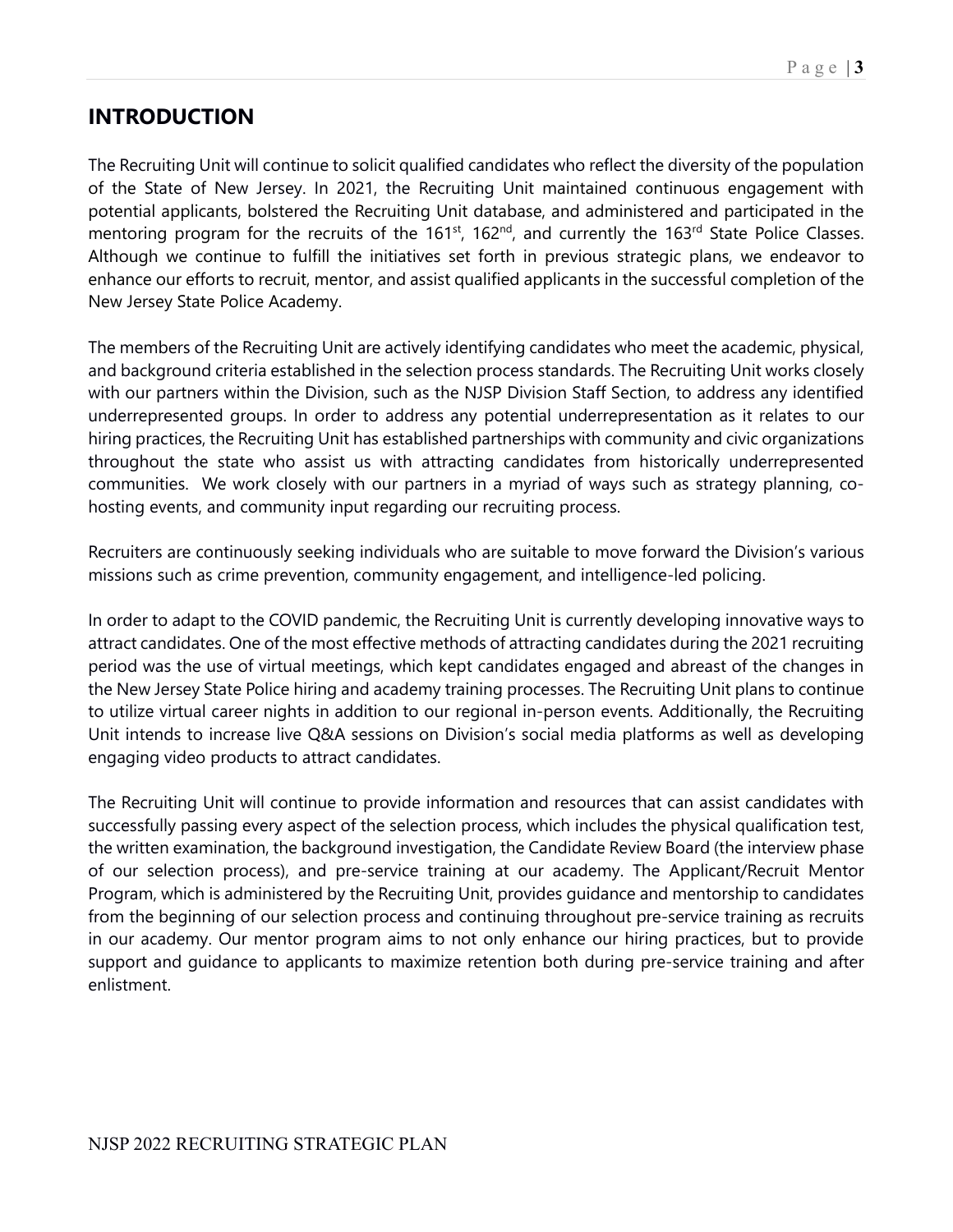## INTRODUCTION

The Recruiting Unit will continue to solicit qualified candidates who reflect the diversity of the population of the State of New Jersey. In 2021, the Recruiting Unit maintained continuous engagement with potential applicants, bolstered the Recruiting Unit database, and administered and participated in the mentoring program for the recruits of the 161st, 162nd, and currently the 163rd State Police Classes. Although we continue to fulfill the initiatives set forth in previous strategic plans, we endeavor to enhance our efforts to recruit, mentor, and assist qualified applicants in the successful completion of the New Jersey State Police Academy.

The members of the Recruiting Unit are actively identifying candidates who meet the academic, physical, and background criteria established in the selection process standards. The Recruiting Unit works closely with our partners within the Division, such as the NJSP Division Staff Section, to address any identified underrepresented groups. In order to address any potential underrepresentation as it relates to our hiring practices, the Recruiting Unit has established partnerships with community and civic organizations throughout the state who assist us with attracting candidates from historically underrepresented communities. We work closely with our partners in a myriad of ways such as strategy planning, co-hosting events, and community input regarding our recruiting process.

Recruiters are continuously seeking individuals who are suitable to move forward the Division's various missions such as crime prevention, community engagement, and intelligence-led policing.

In order to adapt to the COVID pandemic, the Recruiting Unit is currently developing innovative ways to attract candidates. One of the most effective methods of attracting candidates during the 2021 recruiting period was the use of virtual meetings, which kept candidates engaged and abreast of the changes in the New Jersey State Police hiring and academy training processes. The Recruiting Unit plans to continue to utilize virtual career nights in addition to our regional in-person events. Additionally, the Recruiting Unit intends to increase live Q&A sessions on Division's social media platforms as well as developing engaging video products to attract candidates.

The Recruiting Unit will continue to provide information and resources that can assist candidates with successfully passing every aspect of the selection process, which includes the physical qualification test, the written examination, the background investigation, the Candidate Review Board (the interview phase of our selection process), and pre-service training at our academy. The Applicant/Recruit Mentor Program, which is administered by the Recruiting Unit, provides guidance and mentorship to candidates from the beginning of our selection process and continuing throughout pre-service training as recruits in our academy. Our mentor program aims to not only enhance our hiring practices, but to provide support and guidance to applicants to maximize retention both during pre-service training and after enlistment.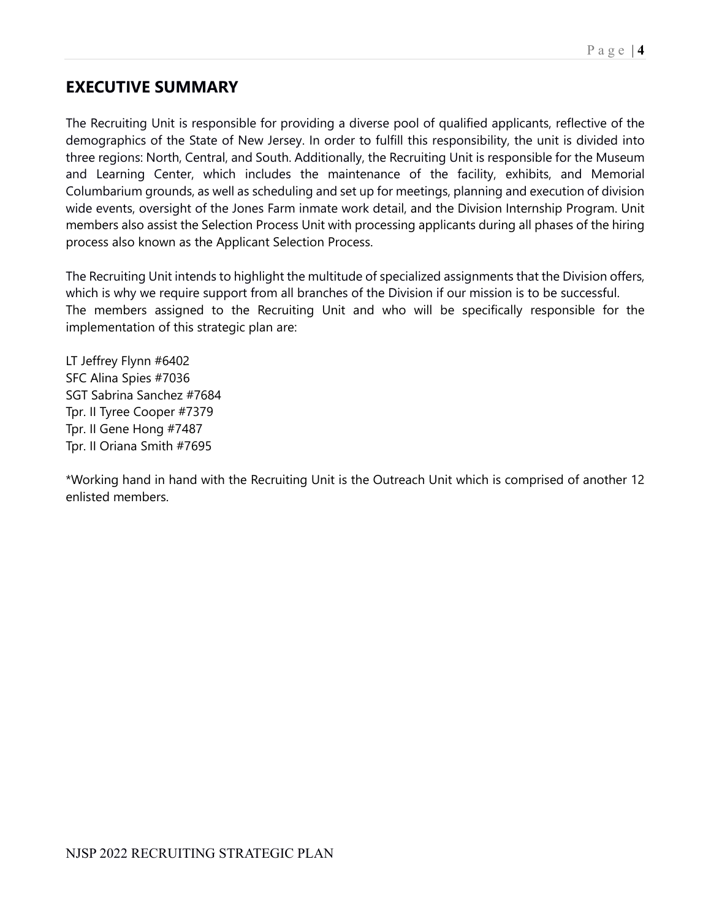## EXECUTIVE SUMMARY

The Recruiting Unit is responsible for providing a diverse pool of qualified applicants, reflective of the demographics of the State of New Jersey. In order to fulfill this responsibility, the unit is divided into three regions: North, Central, and South. Additionally, the Recruiting Unit is responsible for the Museum and Learning Center, which includes the maintenance of the facility, exhibits, and Memorial Columbarium grounds, as well as scheduling and set up for meetings, planning and execution of division wide events, oversight of the Jones Farm inmate work detail, and the Division Internship Program. Unit members also assist the Selection Process Unit with processing applicants during all phases of the hiring process also known as the Applicant Selection Process.

The Recruiting Unit intends to highlight the multitude of specialized assignments that the Division offers, which is why we require support from all branches of the Division if our mission is to be successful. The members assigned to the Recruiting Unit and who will be specifically responsible for the implementation of this strategic plan are:

LT Jeffrey Flynn #6402
SFC Alina Spies #7036
SGT Sabrina Sanchez #7684
Tpr. II Tyree Cooper #7379
Tpr. II Gene Hong #7487
Tpr. II Oriana Smith #7695

*Working hand in hand with the Recruiting Unit is the Outreach Unit which is comprised of another 12 enlisted members.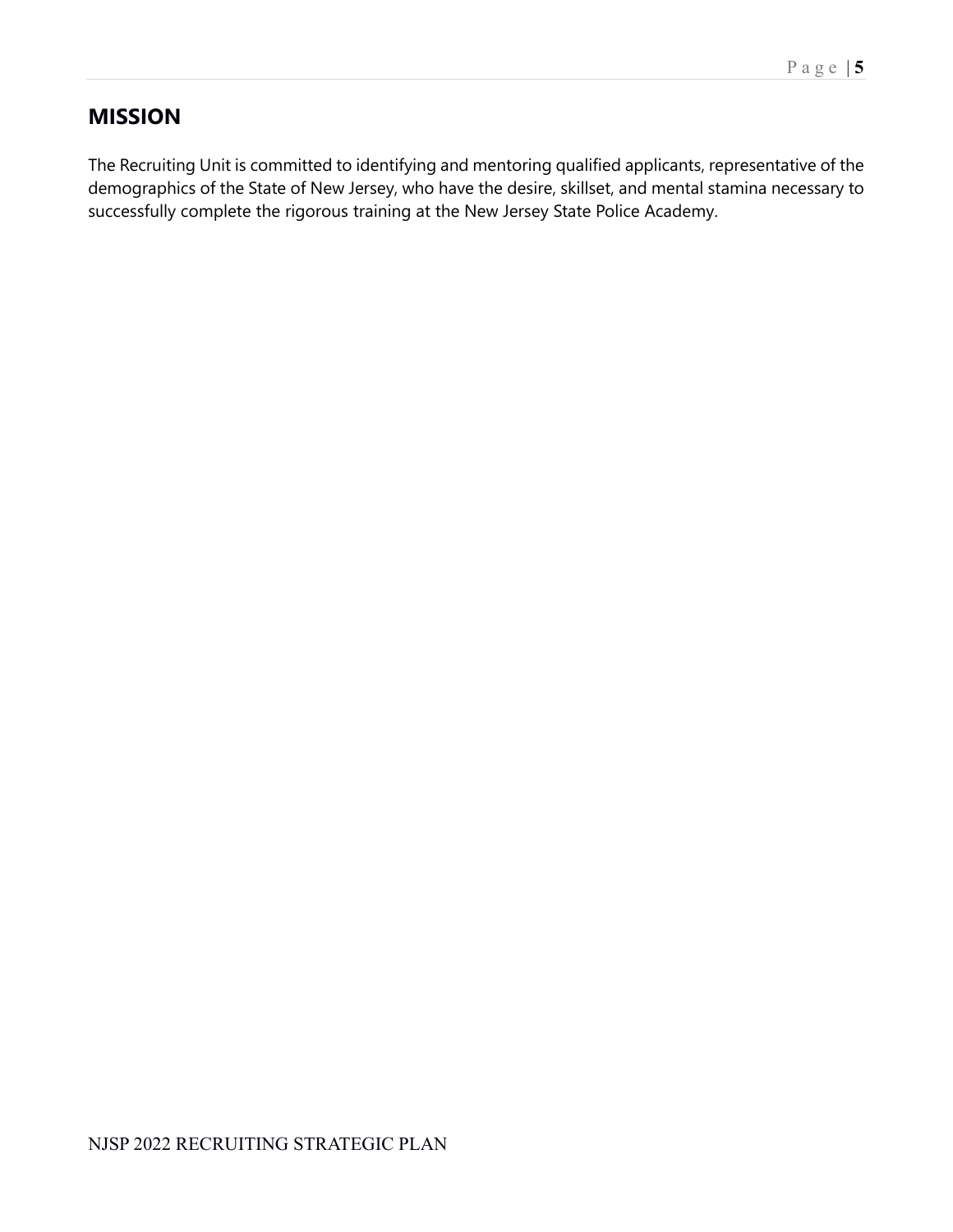## MISSION

The Recruiting Unit is committed to identifying and mentoring qualified applicants, representative of the demographics of the State of New Jersey, who have the desire, skillset, and mental stamina necessary to successfully complete the rigorous training at the New Jersey State Police Academy.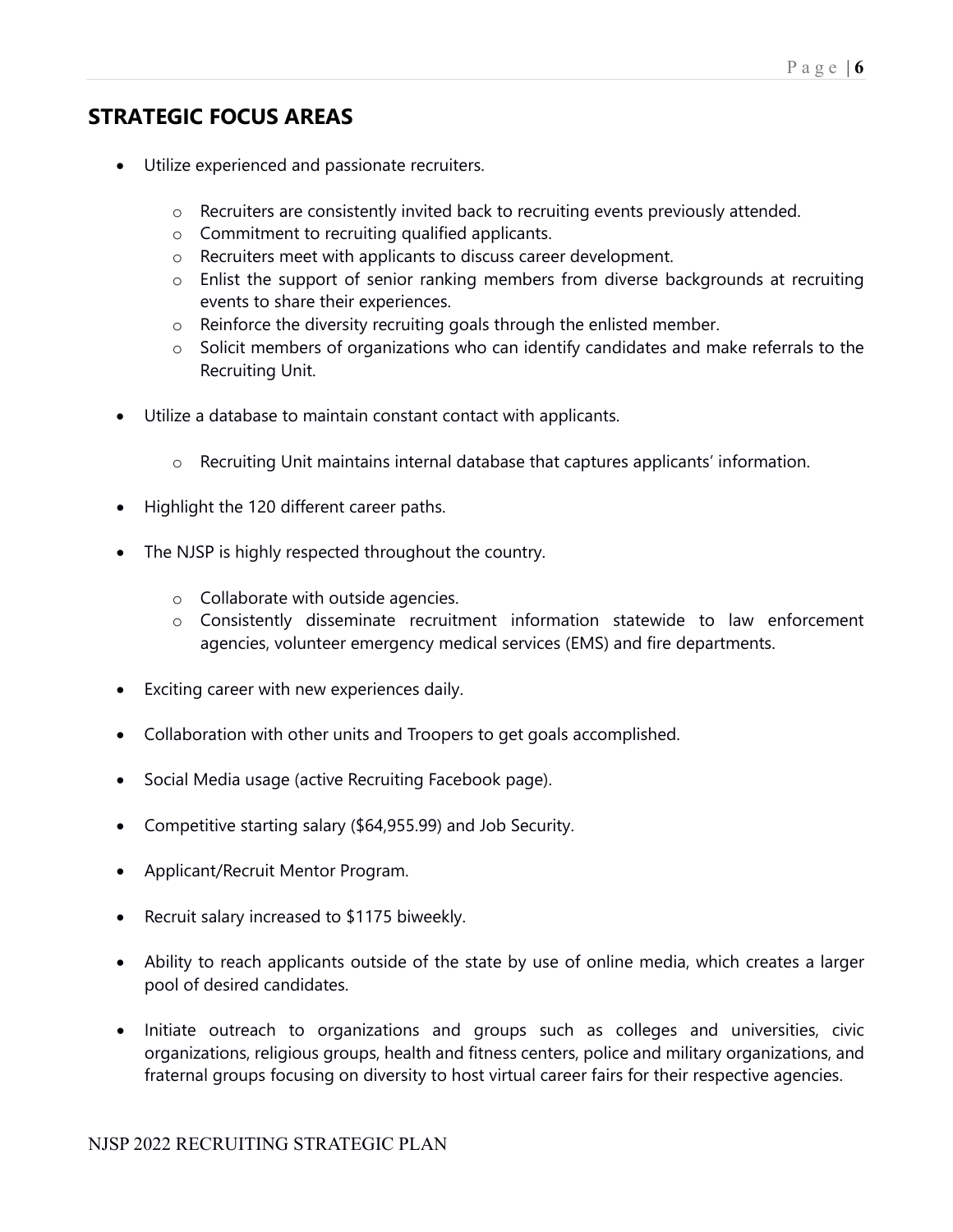## STRATEGIC FOCUS AREAS

- Utilize experienced and passionate recruiters.
    - Recruiters are consistently invited back to recruiting events previously attended.
    - Commitment to recruiting qualified applicants.
    - Recruiters meet with applicants to discuss career development.
    - Enlist the support of senior ranking members from diverse backgrounds at recruiting events to share their experiences.
    - Reinforce the diversity recruiting goals through the enlisted member.
    - Solicit members of organizations who can identify candidates and make referrals to the Recruiting Unit.
- Utilize a database to maintain constant contact with applicants.
    - Recruiting Unit maintains internal database that captures applicants' information.
- Highlight the 120 different career paths.
- The NJSP is highly respected throughout the country.
    - Collaborate with outside agencies.
    - Consistently disseminate recruitment information statewide to law enforcement agencies, volunteer emergency medical services (EMS) and fire departments.
- Exciting career with new experiences daily.
- Collaboration with other units and Troopers to get goals accomplished.
- Social Media usage (active Recruiting Facebook page).
- Competitive starting salary ($64,955.99) and Job Security.
- Applicant/Recruit Mentor Program.
- Recruit salary increased to $1175 biweekly.
- Ability to reach applicants outside of the state by use of online media, which creates a larger pool of desired candidates.
- Initiate outreach to organizations and groups such as colleges and universities, civic organizations, religious groups, health and fitness centers, police and military organizations, and fraternal groups focusing on diversity to host virtual career fairs for their respective agencies.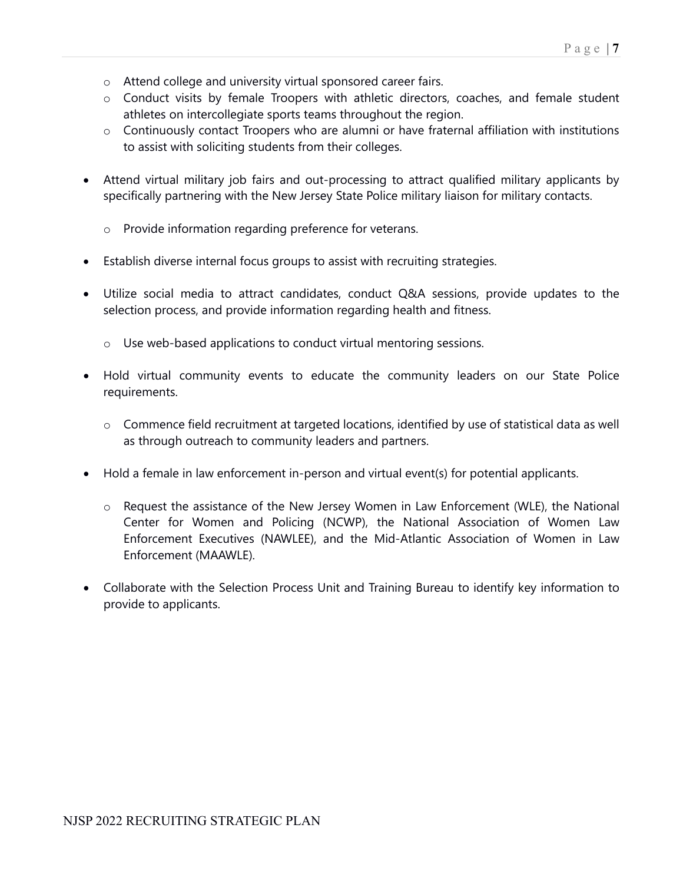- Attend college and university virtual sponsored career fairs.
  - Conduct visits by female Troopers with athletic directors, coaches, and female student athletes on intercollegiate sports teams throughout the region.
  - Continuously contact Troopers who are alumni or have fraternal affiliation with institutions to assist with soliciting students from their colleges.

- Attend virtual military job fairs and out-processing to attract qualified military applicants by specifically partnering with the New Jersey State Police military liaison for military contacts.

  - Provide information regarding preference for veterans.

- Establish diverse internal focus groups to assist with recruiting strategies.

- Utilize social media to attract candidates, conduct Q&A sessions, provide updates to the selection process, and provide information regarding health and fitness.

  - Use web-based applications to conduct virtual mentoring sessions.

- Hold virtual community events to educate the community leaders on our State Police requirements.

  - Commence field recruitment at targeted locations, identified by use of statistical data as well as through outreach to community leaders and partners.

- Hold a female in law enforcement in-person and virtual event(s) for potential applicants.

  - Request the assistance of the New Jersey Women in Law Enforcement (WLE), the National Center for Women and Policing (NCWP), the National Association of Women Law Enforcement Executives (NAWLEE), and the Mid-Atlantic Association of Women in Law Enforcement (MAAWLE).

- Collaborate with the Selection Process Unit and Training Bureau to identify key information to provide to applicants.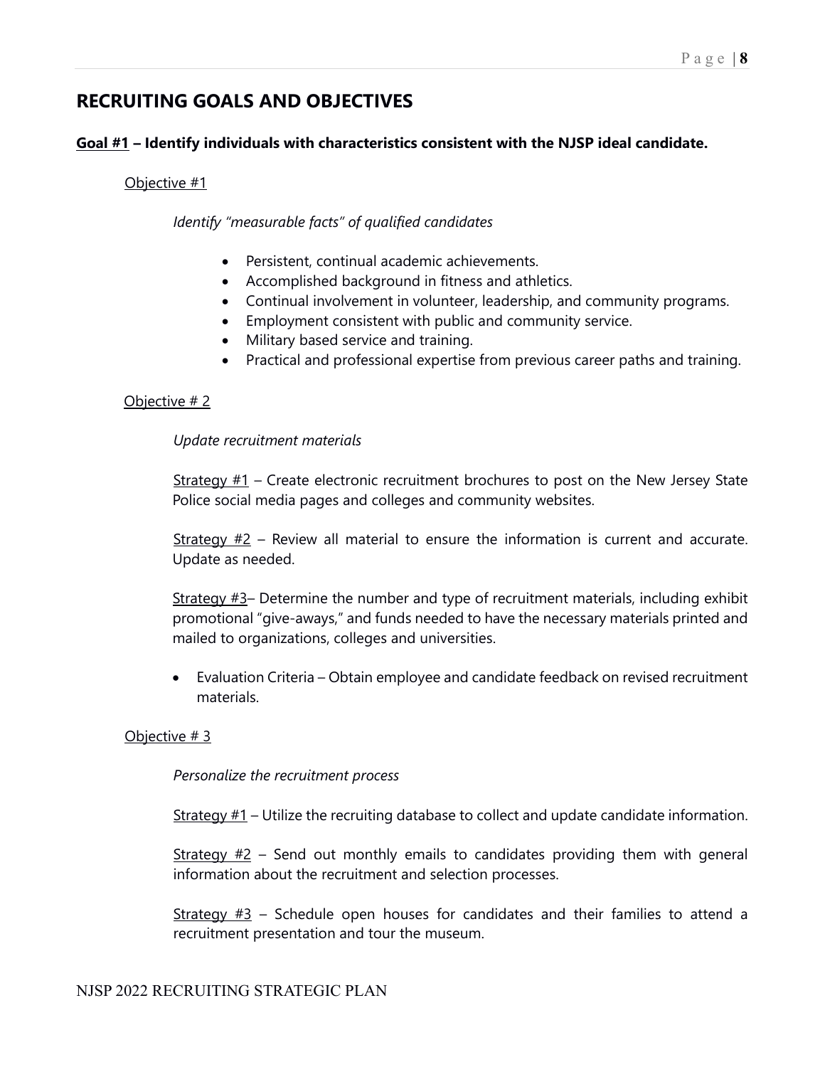## RECRUITING GOALS AND OBJECTIVES

**Goal #1 – Identify individuals with characteristics consistent with the NJSP ideal candidate.**

Objective #1

*Identify "measurable facts" of qualified candidates*

- Persistent, continual academic achievements.
- Accomplished background in fitness and athletics.
- Continual involvement in volunteer, leadership, and community programs.
- Employment consistent with public and community service.
- Military based service and training.
- Practical and professional expertise from previous career paths and training.

Objective # 2

*Update recruitment materials*

Strategy #1 – Create electronic recruitment brochures to post on the New Jersey State Police social media pages and colleges and community websites.

Strategy #2 – Review all material to ensure the information is current and accurate. Update as needed.

Strategy #3– Determine the number and type of recruitment materials, including exhibit promotional "give-aways," and funds needed to have the necessary materials printed and mailed to organizations, colleges and universities.

- Evaluation Criteria – Obtain employee and candidate feedback on revised recruitment materials.

Objective # 3

*Personalize the recruitment process*

Strategy #1 – Utilize the recruiting database to collect and update candidate information.

Strategy #2 – Send out monthly emails to candidates providing them with general information about the recruitment and selection processes.

Strategy #3 – Schedule open houses for candidates and their families to attend a recruitment presentation and tour the museum.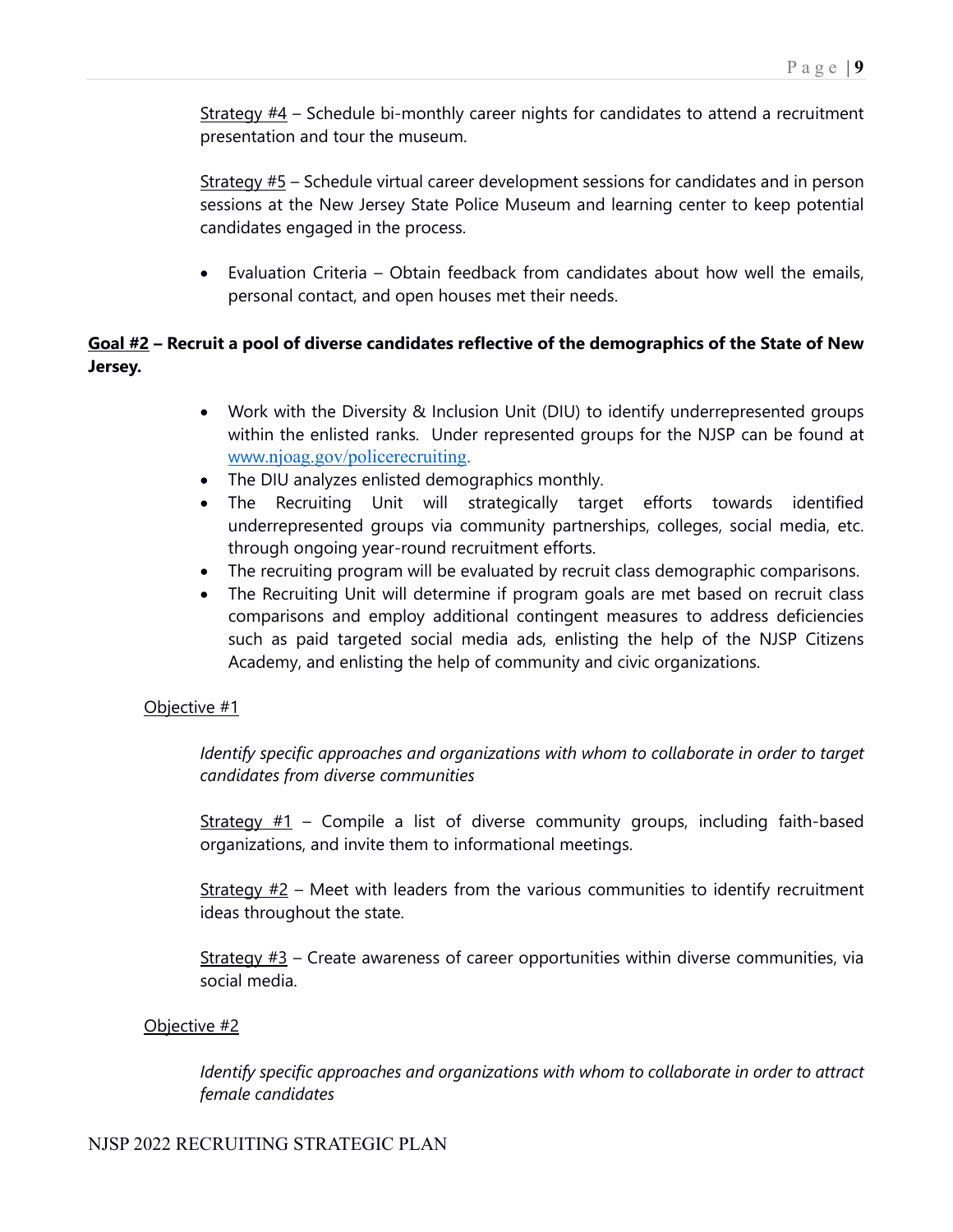Strategy #4 – Schedule bi-monthly career nights for candidates to attend a recruitment presentation and tour the museum.

Strategy #5 – Schedule virtual career development sessions for candidates and in person sessions at the New Jersey State Police Museum and learning center to keep potential candidates engaged in the process.

- Evaluation Criteria – Obtain feedback from candidates about how well the emails, personal contact, and open houses met their needs.

**Goal #2 – Recruit a pool of diverse candidates reflective of the demographics of the State of New Jersey.**

- Work with the Diversity & Inclusion Unit (DIU) to identify underrepresented groups within the enlisted ranks. Under represented groups for the NJSP can be found at www.njoag.gov/policerecruiting.
- The DIU analyzes enlisted demographics monthly.
- The Recruiting Unit will strategically target efforts towards identified underrepresented groups via community partnerships, colleges, social media, etc. through ongoing year-round recruitment efforts.
- The recruiting program will be evaluated by recruit class demographic comparisons.
- The Recruiting Unit will determine if program goals are met based on recruit class comparisons and employ additional contingent measures to address deficiencies such as paid targeted social media ads, enlisting the help of the NJSP Citizens Academy, and enlisting the help of community and civic organizations.

Objective #1

*Identify specific approaches and organizations with whom to collaborate in order to target candidates from diverse communities*

Strategy #1 – Compile a list of diverse community groups, including faith-based organizations, and invite them to informational meetings.

Strategy #2 – Meet with leaders from the various communities to identify recruitment ideas throughout the state.

Strategy #3 – Create awareness of career opportunities within diverse communities, via social media.

Objective #2

*Identify specific approaches and organizations with whom to collaborate in order to attract female candidates*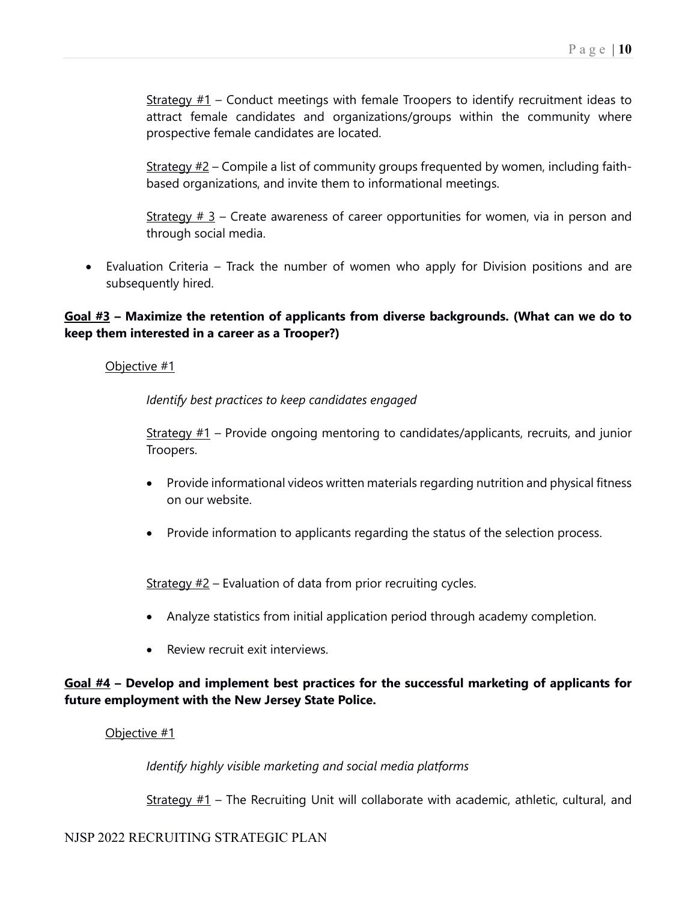Strategy #1 – Conduct meetings with female Troopers to identify recruitment ideas to attract female candidates and organizations/groups within the community where prospective female candidates are located.

Strategy #2 – Compile a list of community groups frequented by women, including faith-based organizations, and invite them to informational meetings.

Strategy # 3 – Create awareness of career opportunities for women, via in person and through social media.

- Evaluation Criteria – Track the number of women who apply for Division positions and are subsequently hired.

**Goal #3 – Maximize the retention of applicants from diverse backgrounds. (What can we do to keep them interested in a career as a Trooper?)**

Objective #1

*Identify best practices to keep candidates engaged*

Strategy #1 – Provide ongoing mentoring to candidates/applicants, recruits, and junior Troopers.

- Provide informational videos written materials regarding nutrition and physical fitness on our website.
- Provide information to applicants regarding the status of the selection process.

Strategy #2 – Evaluation of data from prior recruiting cycles.

- Analyze statistics from initial application period through academy completion.
- Review recruit exit interviews.

**Goal #4 – Develop and implement best practices for the successful marketing of applicants for future employment with the New Jersey State Police.**

Objective #1

*Identify highly visible marketing and social media platforms*

Strategy #1 – The Recruiting Unit will collaborate with academic, athletic, cultural, and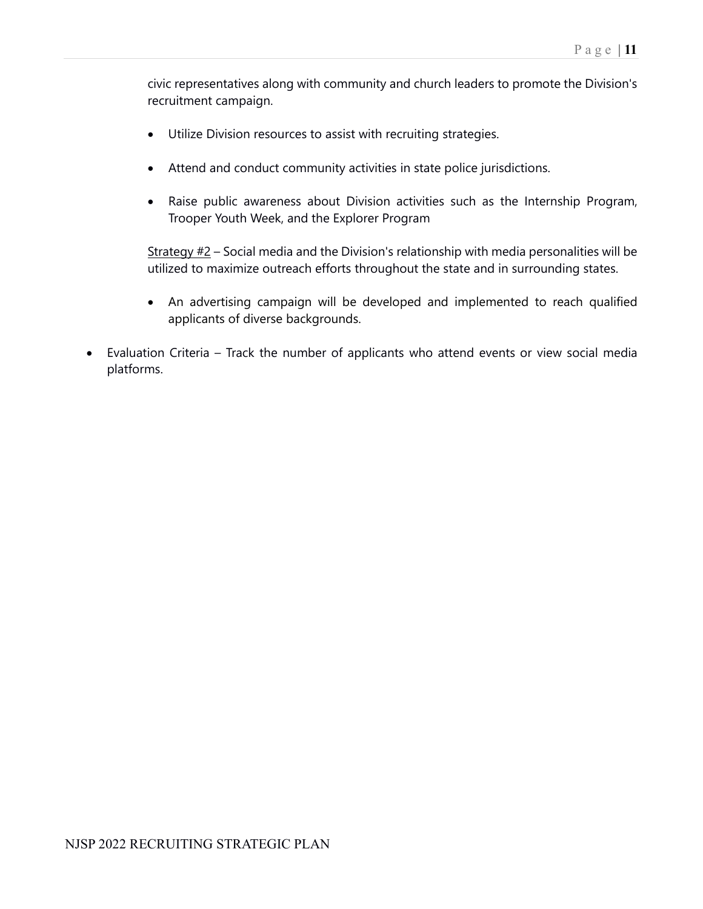civic representatives along with community and church leaders to promote the Division's recruitment campaign.

- Utilize Division resources to assist with recruiting strategies.
- Attend and conduct community activities in state police jurisdictions.
- Raise public awareness about Division activities such as the Internship Program, Trooper Youth Week, and the Explorer Program

<u>Strategy #2</u> – Social media and the Division's relationship with media personalities will be utilized to maximize outreach efforts throughout the state and in surrounding states.

- An advertising campaign will be developed and implemented to reach qualified applicants of diverse backgrounds.

- Evaluation Criteria – Track the number of applicants who attend events or view social media platforms.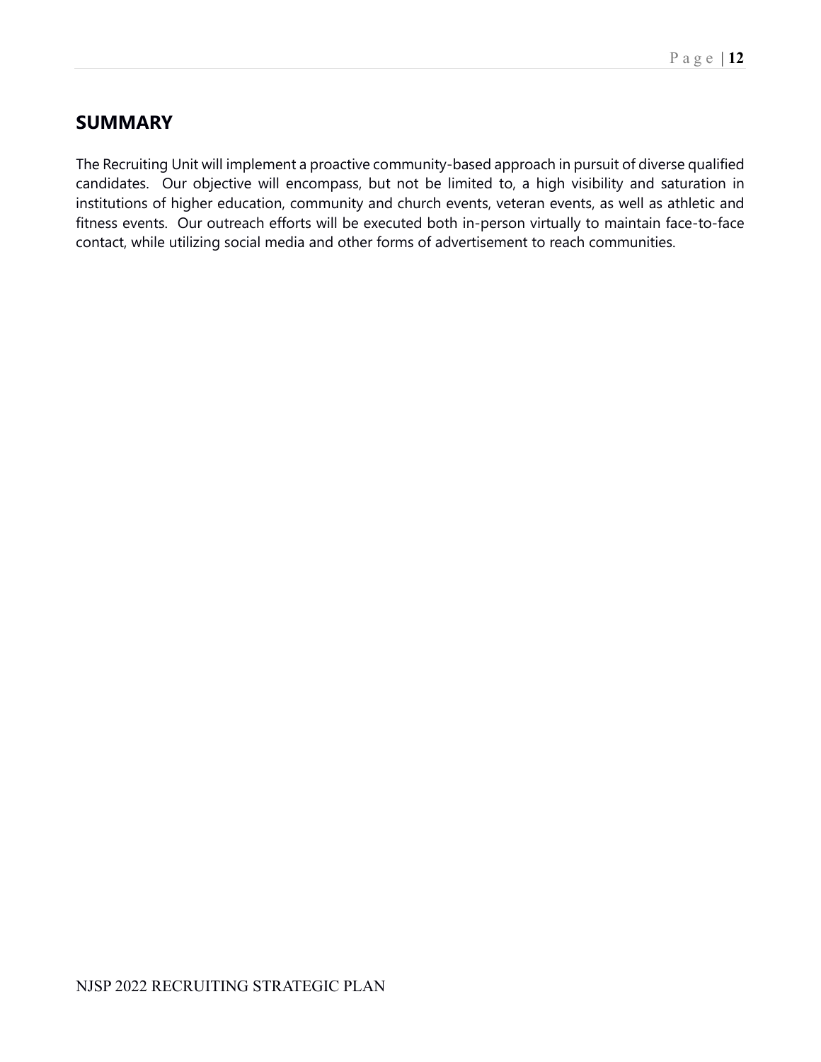## SUMMARY

The Recruiting Unit will implement a proactive community-based approach in pursuit of diverse qualified candidates. Our objective will encompass, but not be limited to, a high visibility and saturation in institutions of higher education, community and church events, veteran events, as well as athletic and fitness events. Our outreach efforts will be executed both in-person virtually to maintain face-to-face contact, while utilizing social media and other forms of advertisement to reach communities.